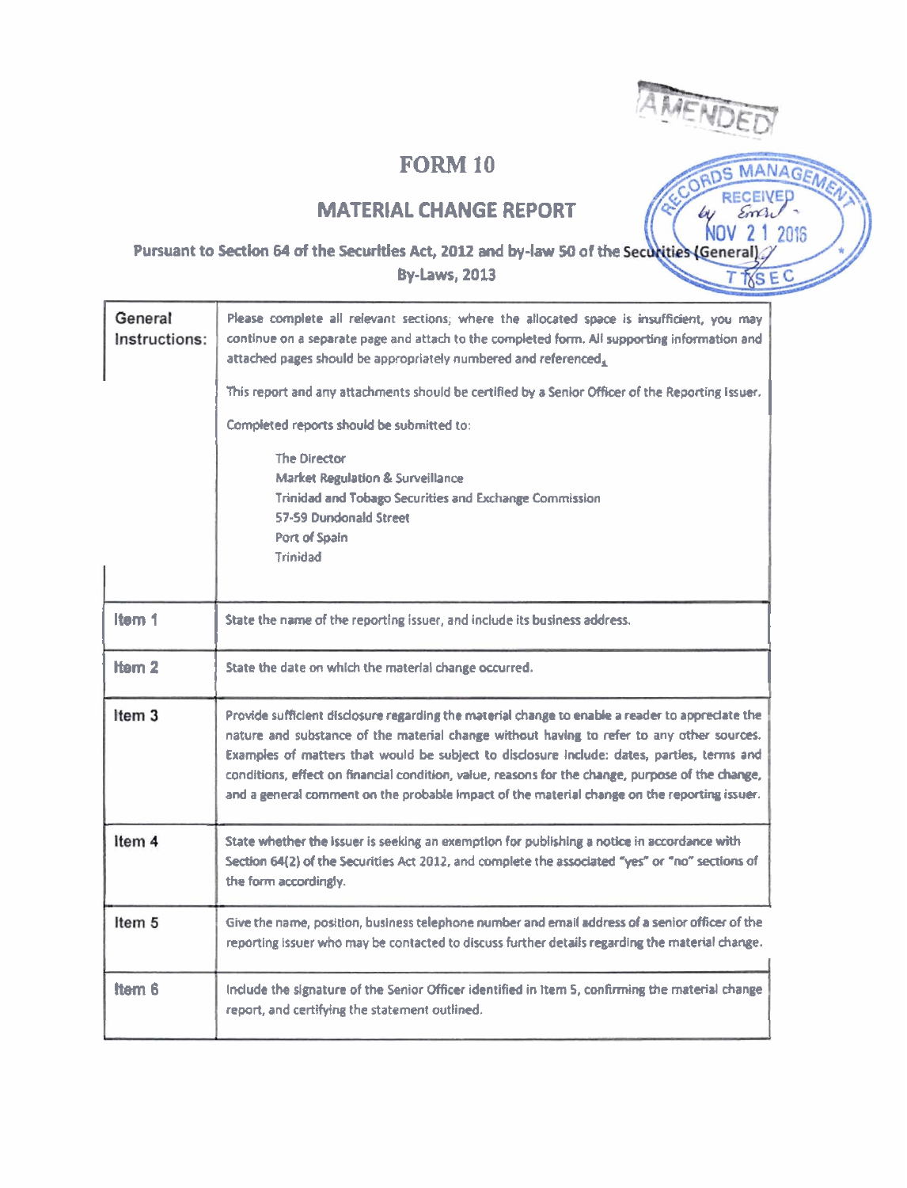AMENDED

RECORDS MANAGEMENT
RECEIVED
by Email
NOV 21 2016
TTSEC

# FORM 10

## MATERIAL CHANGE REPORT

**Pursuant to Section 64 of the Securities Act, 2012 and by-law 50 of the Securities (General) By-Laws, 2013**

| | |
|---|---|
| **General Instructions:** | Please complete all relevant sections; where the allocated space is insufficient, you may continue on a separate page and attach to the completed form. All supporting information and attached pages should be appropriately numbered and referenced.<br><br>This report and any attachments should be certified by a Senior Officer of the Reporting Issuer.<br><br>Completed reports should be submitted to:<br><br>The Director<br>Market Regulation & Surveillance<br>Trinidad and Tobago Securities and Exchange Commission<br>57-59 Dundonald Street<br>Port of Spain<br>Trinidad |
| **Item 1** | State the name of the reporting issuer, and include its business address. |
| **Item 2** | State the date on which the material change occurred. |
| **Item 3** | Provide sufficient disclosure regarding the material change to enable a reader to appreciate the nature and substance of the material change without having to refer to any other sources. Examples of matters that would be subject to disclosure include: dates, parties, terms and conditions, effect on financial condition, value, reasons for the change, purpose of the change, and a general comment on the probable impact of the material change on the reporting issuer. |
| **Item 4** | State whether the issuer is seeking an exemption for publishing a notice in accordance with Section 64(2) of the Securities Act 2012, and complete the associated "yes" or "no" sections of the form accordingly. |
| **Item 5** | Give the name, position, business telephone number and email address of a senior officer of the reporting issuer who may be contacted to discuss further details regarding the material change. |
| **Item 6** | Include the signature of the Senior Officer identified in Item 5, confirming the material change report, and certifying the statement outlined. |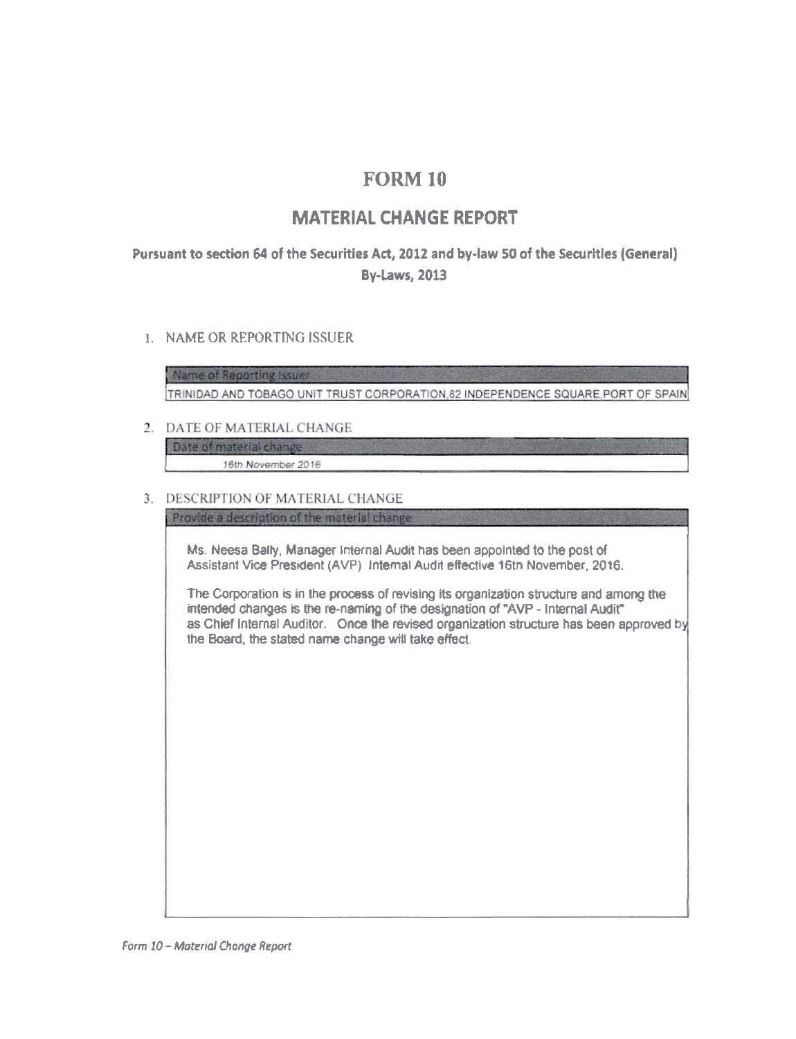# FORM 10

## MATERIAL CHANGE REPORT

**Pursuant to section 64 of the Securities Act, 2012 and by-law 50 of the Securities (General) By-Laws, 2013**

1. NAME OR REPORTING ISSUER

| Name of Reporting Issuer |
|---|
| TRINIDAD AND TOBAGO UNIT TRUST CORPORATION,82 INDEPENDENCE SQUARE,PORT OF SPAIN |

2. DATE OF MATERIAL CHANGE

| Date of material change |
|---|
| *16th November 2016* |

3. DESCRIPTION OF MATERIAL CHANGE

| Provide a description of the material change |
|---|
| Ms. Neesa Bally, Manager Internal Audit has been appointed to the post of Assistant Vice President (AVP) Internal Audit effective 16th November, 2016. The Corporation is in the process of revising its organization structure and among the intended changes is the re-naming of the designation of "AVP - Internal Audit" as Chief Internal Auditor. Once the revised organization structure has been approved by the Board, the stated name change will take effect. |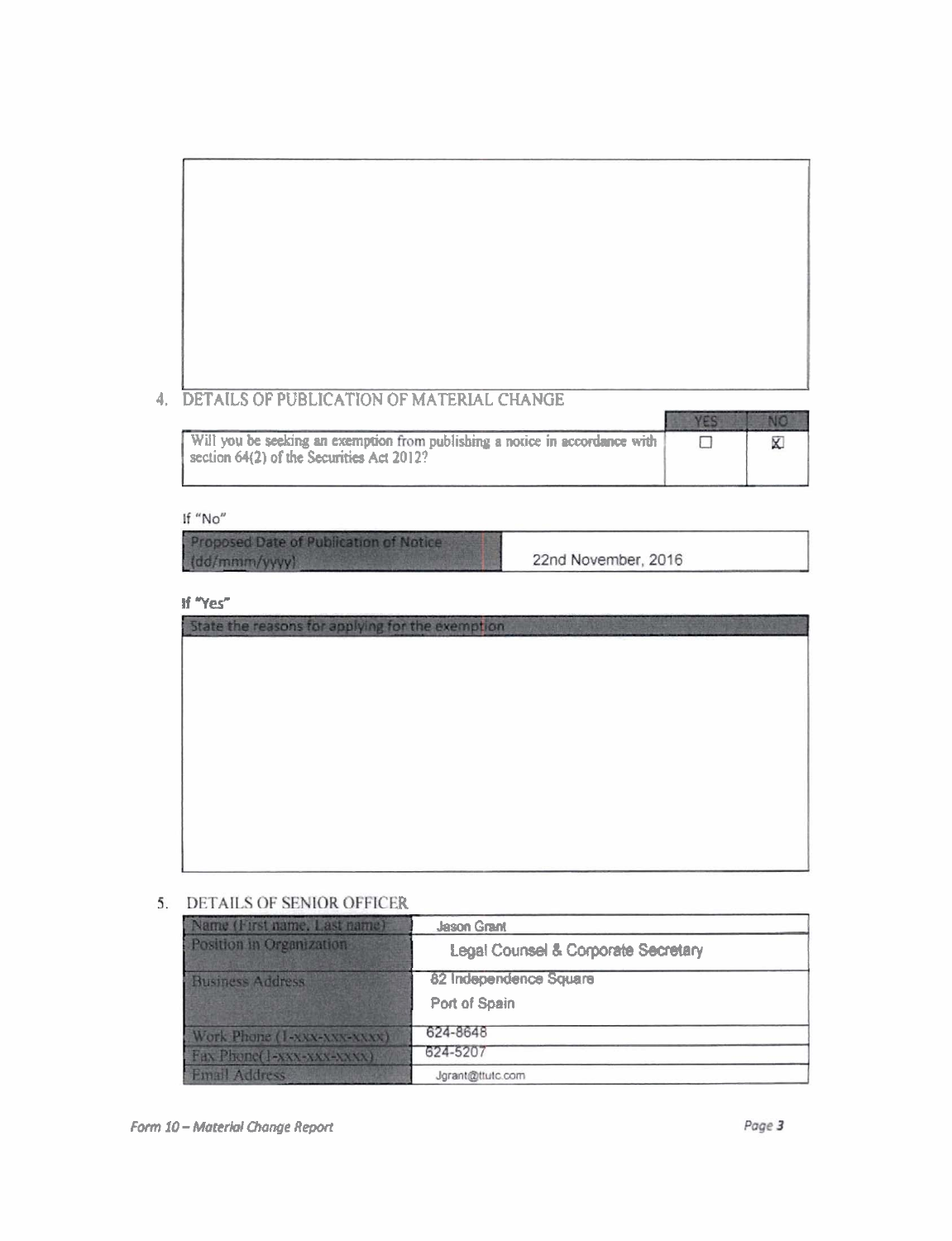## 4. DETAILS OF PUBLICATION OF MATERIAL CHANGE

| | YES | NO |
|---|---|---|
| Will you be seeking an exemption from publishing a notice in accordance with section 64(2) of the Securities Act 2012? | ☐ | ☒ |

If "No"

| Proposed Date of Publication of Notice (dd/mmm/yyyy) | 22nd November, 2016 |
|---|---|

If "Yes"

| State the reasons for applying for the exemption |
|---|
| |

## 5. DETAILS OF SENIOR OFFICER

| Name (First name, Last name) | Jason Grant |
|---|---|
| Position in Organization | Legal Counsel & Corporate Secretary |
| Business Address | 82 Independence Square<br>Port of Spain |
| Work Phone (1-xxx-xxx-xxxx) | 624-8648 |
| Fax Phone(1-xxx-xxx-xxxx) | 624-5207 |
| Email Address | Jgrant@ttutc.com |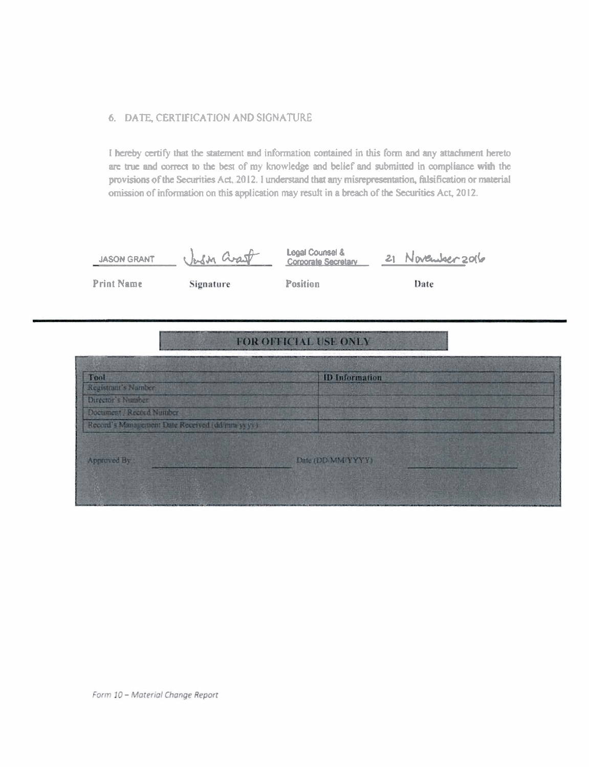## 6. DATE, CERTIFICATION AND SIGNATURE

I hereby certify that the statement and information contained in this form and any attachment hereto are true and correct to the best of my knowledge and belief and submitted in compliance with the provisions of the Securities Act, 2012. I understand that any misrepresentation, falsification or material omission of information on this application may result in a breach of the Securities Act, 2012.

| JASON GRANT | Jason Grant | Legal Counsel & Corporate Secretary | 21 November 2016 |
|---|---|---|---|
| **Print Name** | **Signature** | **Position** | **Date** |

---

**FOR OFFICIAL USE ONLY**

| Tool | ID Information |
|---|---|
| Registrant's Number | |
| Director's Number | |
| Document / Record Number | |
| Record's Management Date Received (dd/mm/yyyy) | |

Approved By: ____________________ Date (DD/MM/YYYY) ____________________

*Form 10 – Material Change Report*